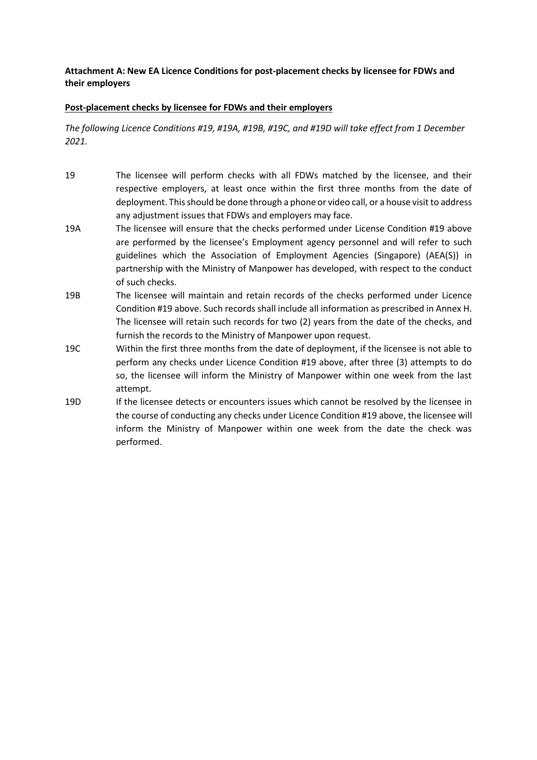**Attachment A: New EA Licence Conditions for post-placement checks by licensee for FDWs and their employers**

**<u>Post-placement checks by licensee for FDWs and their employers</u>**

*The following Licence Conditions #19, #19A, #19B, #19C, and #19D will take effect from 1 December 2021.*

| | |
|---|---|
| 19 | The licensee will perform checks with all FDWs matched by the licensee, and their respective employers, at least once within the first three months from the date of deployment. This should be done through a phone or video call, or a house visit to address any adjustment issues that FDWs and employers may face. |
| 19A | The licensee will ensure that the checks performed under License Condition #19 above are performed by the licensee's Employment agency personnel and will refer to such guidelines which the Association of Employment Agencies (Singapore) (AEA(S)) in partnership with the Ministry of Manpower has developed, with respect to the conduct of such checks. |
| 19B | The licensee will maintain and retain records of the checks performed under Licence Condition #19 above. Such records shall include all information as prescribed in Annex H. The licensee will retain such records for two (2) years from the date of the checks, and furnish the records to the Ministry of Manpower upon request. |
| 19C | Within the first three months from the date of deployment, if the licensee is not able to perform any checks under Licence Condition #19 above, after three (3) attempts to do so, the licensee will inform the Ministry of Manpower within one week from the last attempt. |
| 19D | If the licensee detects or encounters issues which cannot be resolved by the licensee in the course of conducting any checks under Licence Condition #19 above, the licensee will inform the Ministry of Manpower within one week from the date the check was performed. |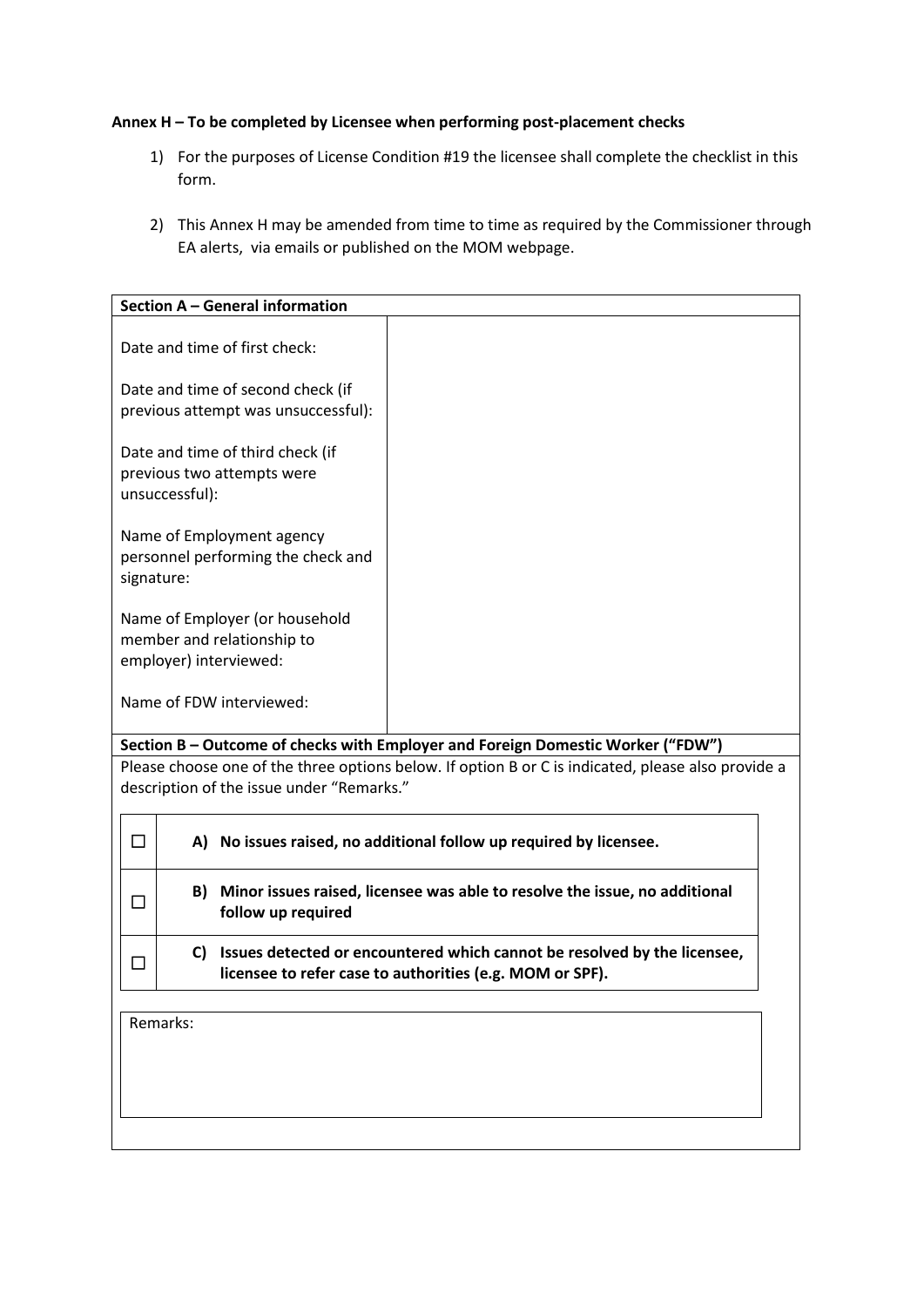**Annex H – To be completed by Licensee when performing post-placement checks**

1) For the purposes of License Condition #19 the licensee shall complete the checklist in this form.

2) This Annex H may be amended from time to time as required by the Commissioner through EA alerts, via emails or published on the MOM webpage.

| **Section A – General information** | |
|---|---|
| Date and time of first check: | |
| Date and time of second check (if previous attempt was unsuccessful): | |
| Date and time of third check (if previous two attempts were unsuccessful): | |
| Name of Employment agency personnel performing the check and signature: | |
| Name of Employer (or household member and relationship to employer) interviewed: | |
| Name of FDW interviewed: | |

**Section B – Outcome of checks with Employer and Foreign Domestic Worker ("FDW")**

Please choose one of the three options below. If option B or C is indicated, please also provide a description of the issue under "Remarks."

| | |
|---|---|
| ☐ | **A) No issues raised, no additional follow up required by licensee.** |
| ☐ | **B) Minor issues raised, licensee was able to resolve the issue, no additional follow up required** |
| ☐ | **C) Issues detected or encountered which cannot be resolved by the licensee, licensee to refer case to authorities (e.g. MOM or SPF).** |

Remarks: